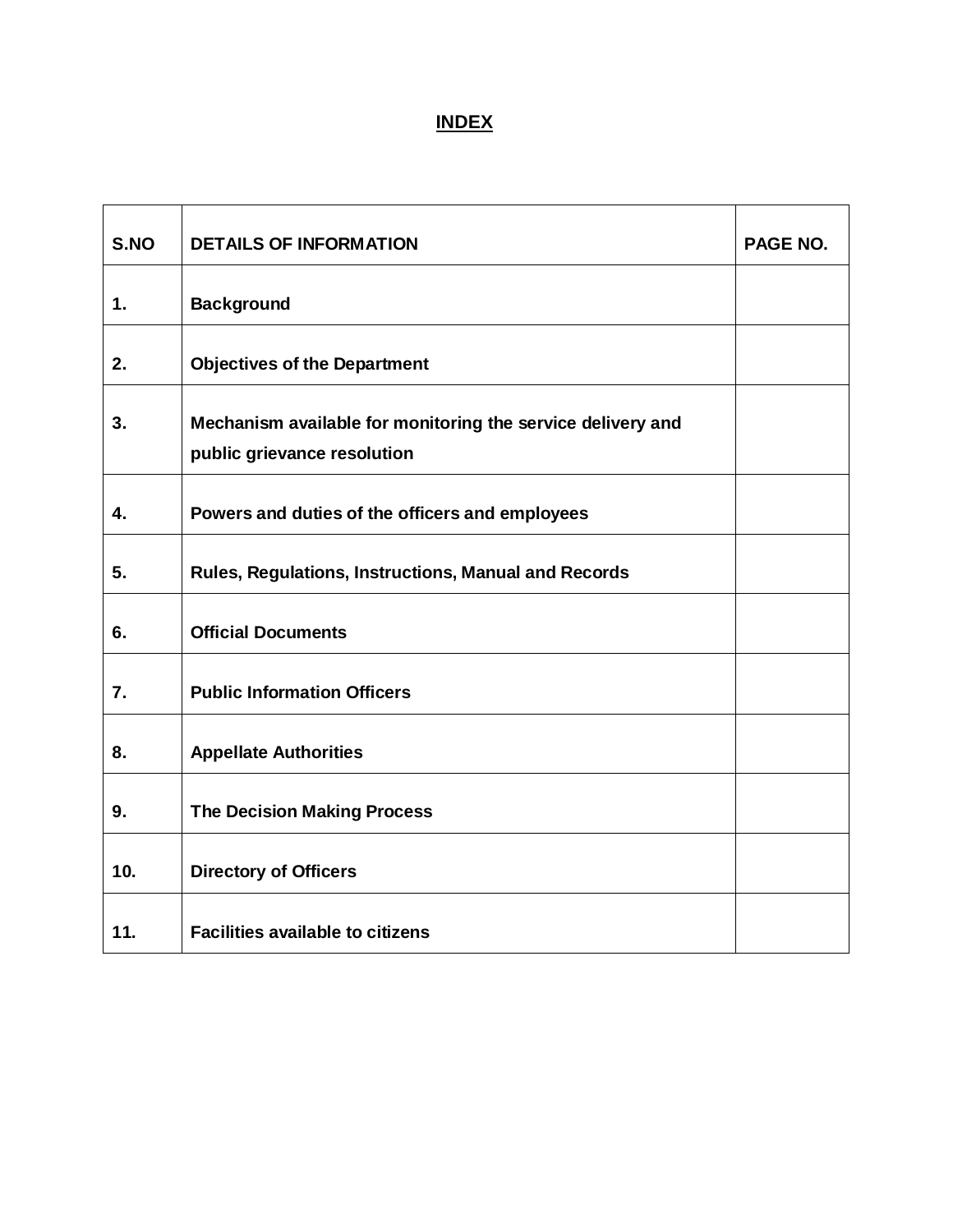# INDEX

| S.NO | DETAILS OF INFORMATION | PAGE NO. |
|---|---|---|
| 1. | **Background** | |
| 2. | **Objectives of the Department** | |
| 3. | **Mechanism available for monitoring the service delivery and public grievance resolution** | |
| 4. | **Powers and duties of the officers and employees** | |
| 5. | **Rules, Regulations, Instructions, Manual and Records** | |
| 6. | **Official Documents** | |
| 7. | **Public Information Officers** | |
| 8. | **Appellate Authorities** | |
| 9. | **The Decision Making Process** | |
| 10. | **Directory of Officers** | |
| 11. | **Facilities available to citizens** | |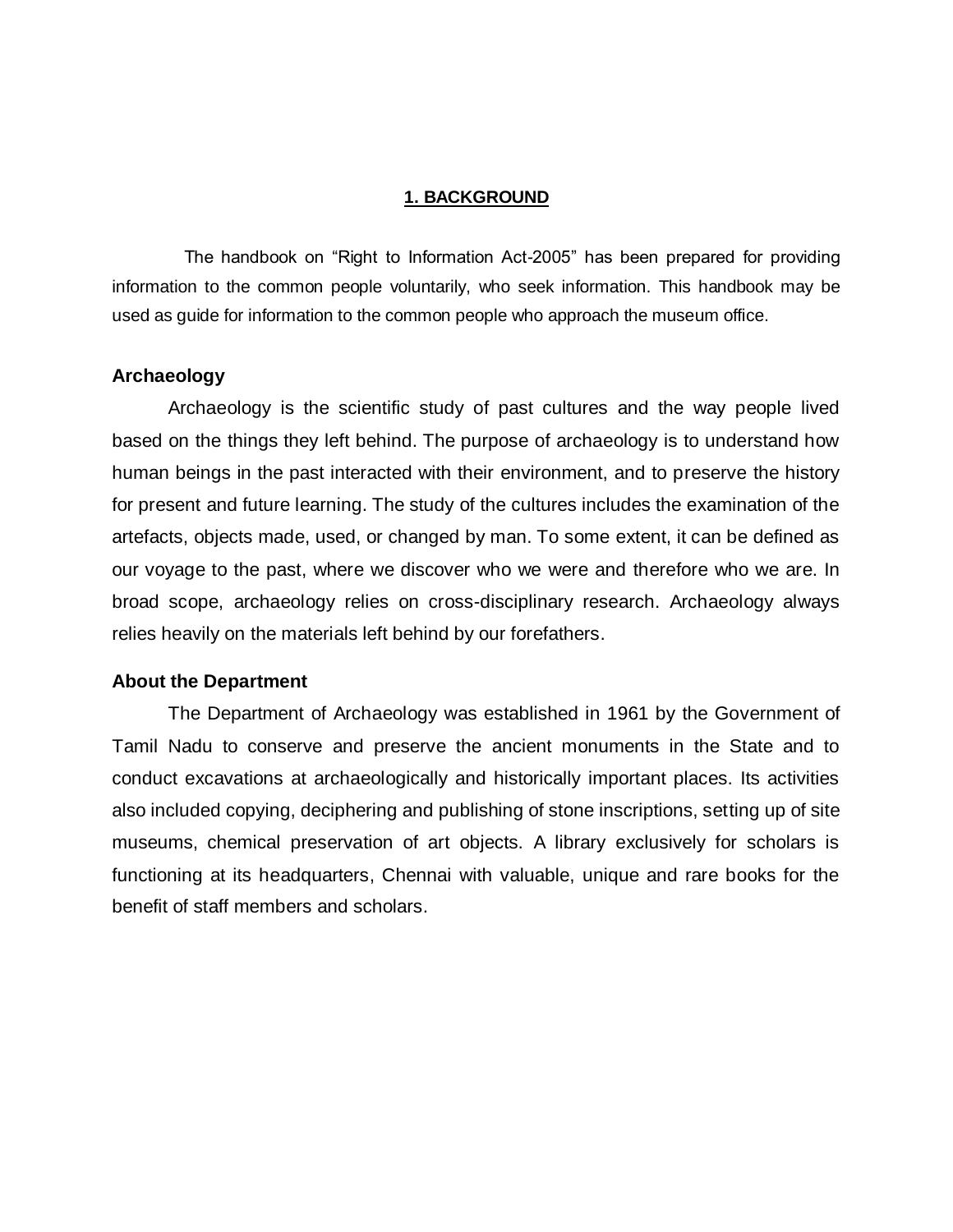## 1. BACKGROUND

The handbook on “Right to Information Act-2005” has been prepared for providing information to the common people voluntarily, who seek information. This handbook may be used as guide for information to the common people who approach the museum office.

### Archaeology

Archaeology is the scientific study of past cultures and the way people lived based on the things they left behind. The purpose of archaeology is to understand how human beings in the past interacted with their environment, and to preserve the history for present and future learning. The study of the cultures includes the examination of the artefacts, objects made, used, or changed by man. To some extent, it can be defined as our voyage to the past, where we discover who we were and therefore who we are. In broad scope, archaeology relies on cross-disciplinary research. Archaeology always relies heavily on the materials left behind by our forefathers.

### About the Department

The Department of Archaeology was established in 1961 by the Government of Tamil Nadu to conserve and preserve the ancient monuments in the State and to conduct excavations at archaeologically and historically important places. Its activities also included copying, deciphering and publishing of stone inscriptions, setting up of site museums, chemical preservation of art objects. A library exclusively for scholars is functioning at its headquarters, Chennai with valuable, unique and rare books for the benefit of staff members and scholars.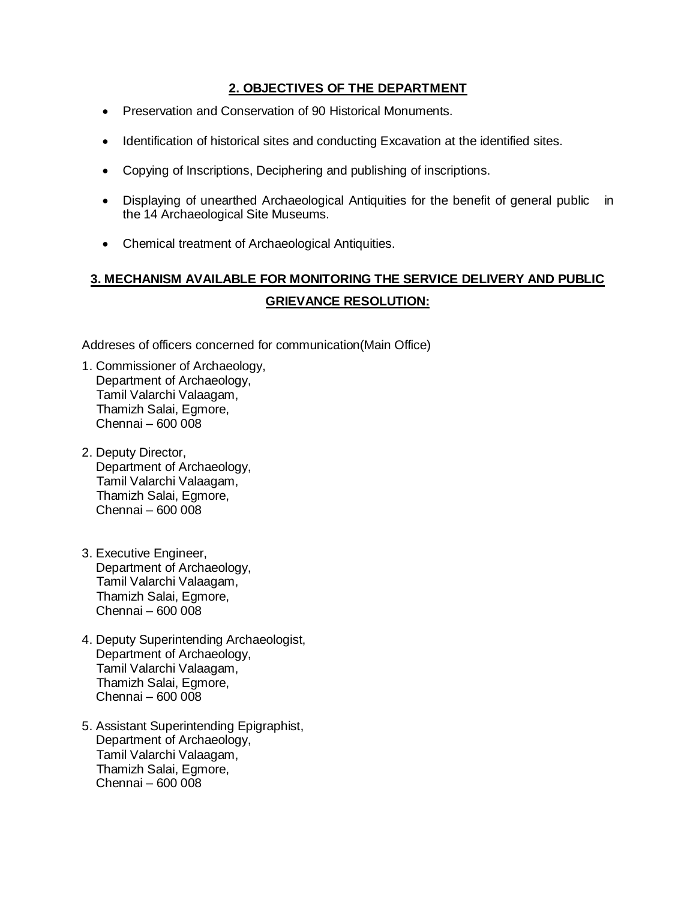## 2. OBJECTIVES OF THE DEPARTMENT

- Preservation and Conservation of 90 Historical Monuments.
- Identification of historical sites and conducting Excavation at the identified sites.
- Copying of Inscriptions, Deciphering and publishing of inscriptions.
- Displaying of unearthed Archaeological Antiquities for the benefit of general public in the 14 Archaeological Site Museums.
- Chemical treatment of Archaeological Antiquities.

## 3. MECHANISM AVAILABLE FOR MONITORING THE SERVICE DELIVERY AND PUBLIC GRIEVANCE RESOLUTION:

Addreses of officers concerned for communication(Main Office)

1. Commissioner of Archaeology,
   Department of Archaeology,
   Tamil Valarchi Valaagam,
   Thamizh Salai, Egmore,
   Chennai – 600 008

2. Deputy Director,
   Department of Archaeology,
   Tamil Valarchi Valaagam,
   Thamizh Salai, Egmore,
   Chennai – 600 008

3. Executive Engineer,
   Department of Archaeology,
   Tamil Valarchi Valaagam,
   Thamizh Salai, Egmore,
   Chennai – 600 008

4. Deputy Superintending Archaeologist,
   Department of Archaeology,
   Tamil Valarchi Valaagam,
   Thamizh Salai, Egmore,
   Chennai – 600 008

5. Assistant Superintending Epigraphist,
   Department of Archaeology,
   Tamil Valarchi Valaagam,
   Thamizh Salai, Egmore,
   Chennai – 600 008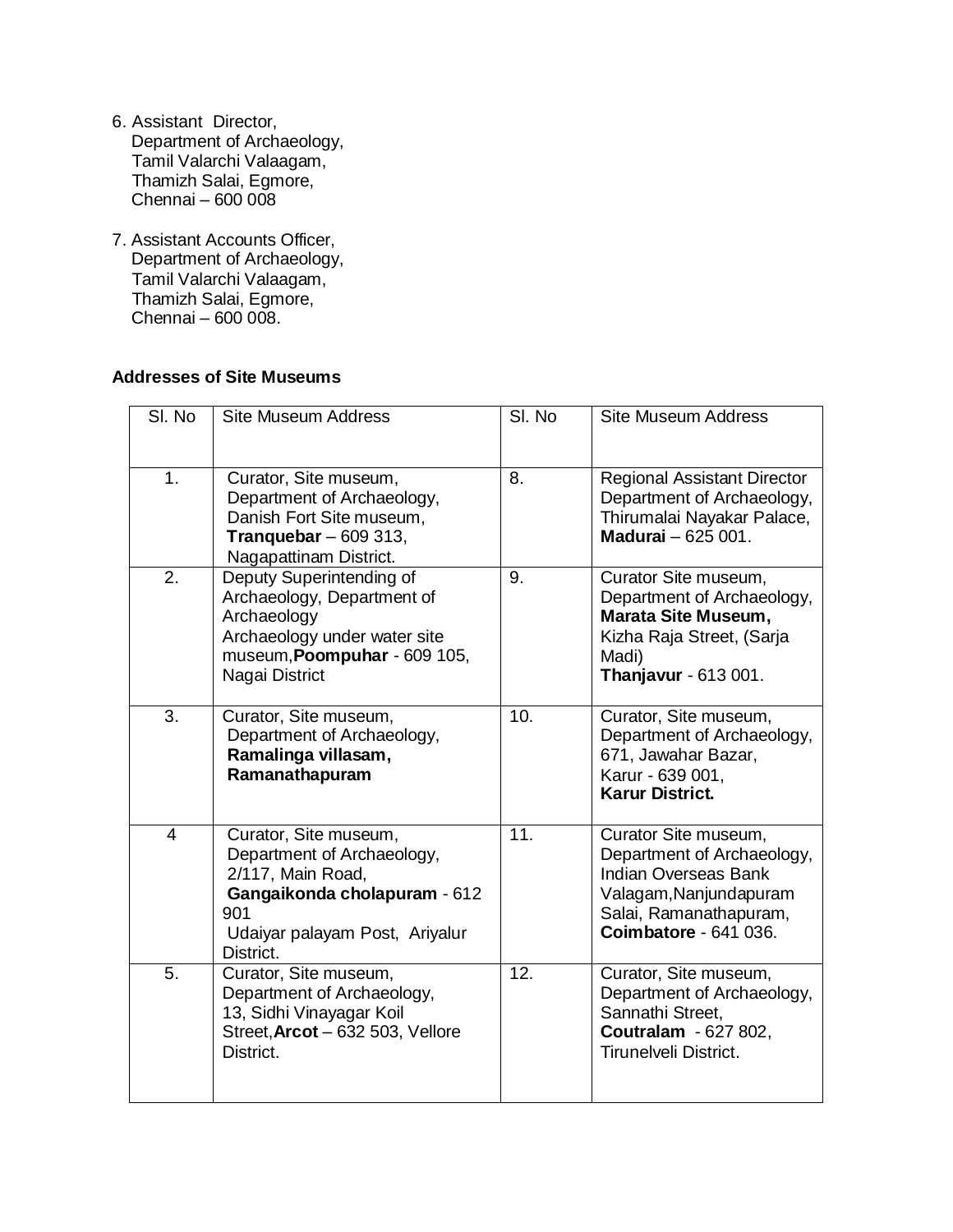6. Assistant Director,
   Department of Archaeology,
   Tamil Valarchi Valaagam,
   Thamizh Salai, Egmore,
   Chennai – 600 008

7. Assistant Accounts Officer,
   Department of Archaeology,
   Tamil Valarchi Valaagam,
   Thamizh Salai, Egmore,
   Chennai – 600 008.

**Addresses of Site Museums**

| Sl. No | Site Museum Address | Sl. No | Site Museum Address |
|---|---|---|---|
| 1. | Curator, Site museum, Department of Archaeology, Danish Fort Site museum, **Tranquebar** – 609 313, Nagapattinam District. | 8. | Regional Assistant Director Department of Archaeology, Thirumalai Nayakar Palace, **Madurai** – 625 001. |
| 2. | Deputy Superintending of Archaeology, Department of Archaeology Archaeology under water site museum,**Poompuhar** - 609 105, Nagai District | 9. | Curator Site museum, Department of Archaeology, **Marata Site Museum,** Kizha Raja Street, (Sarja Madi) **Thanjavur** - 613 001. |
| 3. | Curator, Site museum, Department of Archaeology, **Ramalinga villasam, Ramanathapuram** | 10. | Curator, Site museum, Department of Archaeology, 671, Jawahar Bazar, Karur - 639 001, **Karur District.** |
| 4 | Curator, Site museum, Department of Archaeology, 2/117, Main Road, **Gangaikonda cholapuram** - 612 901 Udaiyar palayam Post, Ariyalur District. | 11. | Curator Site museum, Department of Archaeology, Indian Overseas Bank Valagam,Nanjundapuram Salai, Ramanathapuram, **Coimbatore** - 641 036. |
| 5. | Curator, Site museum, Department of Archaeology, 13, Sidhi Vinayagar Koil Street,**Arcot** – 632 503, Vellore District. | 12. | Curator, Site museum, Department of Archaeology, Sannathi Street, **Coutralam** - 627 802, Tirunelveli District. |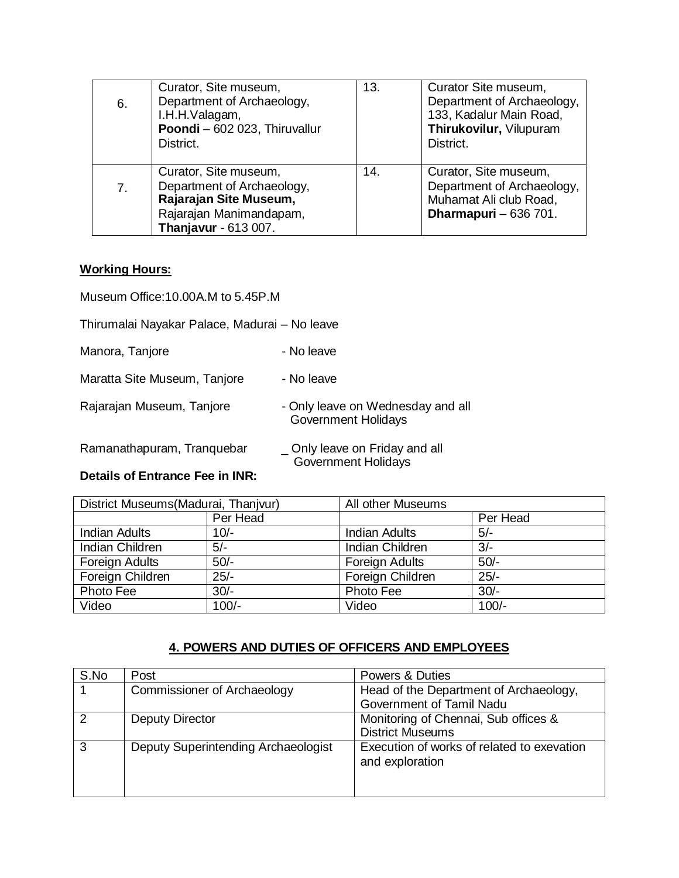| 6. | Curator, Site museum, Department of Archaeology, I.H.H.Valagam, **Poondi** – 602 023, Thiruvallur District. | 13. | Curator Site museum, Department of Archaeology, 133, Kadalur Main Road, **Thirukovilur,** Vilupuram District. |
|---|---|---|---|
| 7. | Curator, Site museum, Department of Archaeology, **Rajarajan Site Museum,** Rajarajan Manimandapam, **Thanjavur** - 613 007. | 14. | Curator, Site museum, Department of Archaeology, Muhamat Ali club Road, **Dharmapuri** – 636 701. |

**Working Hours:**

Museum Office:10.00A.M to 5.45P.M

Thirumalai Nayakar Palace, Madurai – No leave

Manora, Tanjore - No leave

Maratta Site Museum, Tanjore - No leave

Rajarajan Museum, Tanjore - Only leave on Wednesday and all Government Holidays

Ramanathapuram, Tranquebar _ Only leave on Friday and all Government Holidays

**Details of Entrance Fee in INR:**

| District Museums(Madurai, Thanjvur) | | All other Museums | |
|---|---|---|---|
| | Per Head | | Per Head |
| Indian Adults | 10/- | Indian Adults | 5/- |
| Indian Children | 5/- | Indian Children | 3/- |
| Foreign Adults | 50/- | Foreign Adults | 50/- |
| Foreign Children | 25/- | Foreign Children | 25/- |
| Photo Fee | 30/- | Photo Fee | 30/- |
| Video | 100/- | Video | 100/- |

## 4. POWERS AND DUTIES OF OFFICERS AND EMPLOYEES

| S.No | Post | Powers & Duties |
|---|---|---|
| 1 | Commissioner of Archaeology | Head of the Department of Archaeology, Government of Tamil Nadu |
| 2 | Deputy Director | Monitoring of Chennai, Sub offices & District Museums |
| 3 | Deputy Superintending Archaeologist | Execution of works of related to exevation and exploration |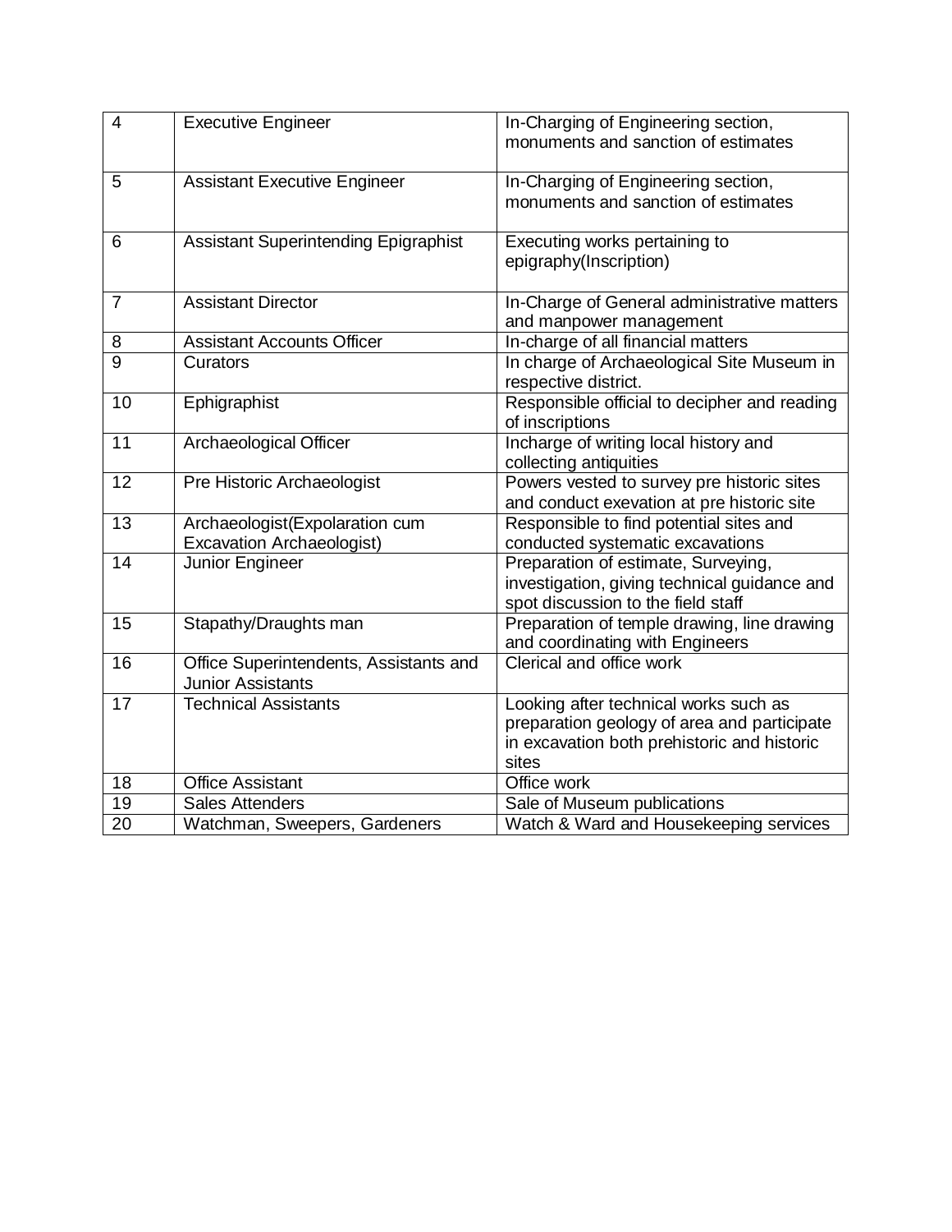| 4 | Executive Engineer | In-Charging of Engineering section, monuments and sanction of estimates |
|---|---|---|
| 5 | Assistant Executive Engineer | In-Charging of Engineering section, monuments and sanction of estimates |
| 6 | Assistant Superintending Epigraphist | Executing works pertaining to epigraphy(Inscription) |
| 7 | Assistant Director | In-Charge of General administrative matters and manpower management |
| 8 | Assistant Accounts Officer | In-charge of all financial matters |
| 9 | Curators | In charge of Archaeological Site Museum in respective district. |
| 10 | Ephigraphist | Responsible official to decipher and reading of inscriptions |
| 11 | Archaeological Officer | Incharge of writing local history and collecting antiquities |
| 12 | Pre Historic Archaeologist | Powers vested to survey pre historic sites and conduct exevation at pre historic site |
| 13 | Archaeologist(Expolaration cum Excavation Archaeologist) | Responsible to find potential sites and conducted systematic excavations |
| 14 | Junior Engineer | Preparation of estimate, Surveying, investigation, giving technical guidance and spot discussion to the field staff |
| 15 | Stapathy/Draughts man | Preparation of temple drawing, line drawing and coordinating with Engineers |
| 16 | Office Superintendents, Assistants and Junior Assistants | Clerical and office work |
| 17 | Technical Assistants | Looking after technical works such as preparation geology of area and participate in excavation both prehistoric and historic sites |
| 18 | Office Assistant | Office work |
| 19 | Sales Attenders | Sale of Museum publications |
| 20 | Watchman, Sweepers, Gardeners | Watch & Ward and Housekeeping services |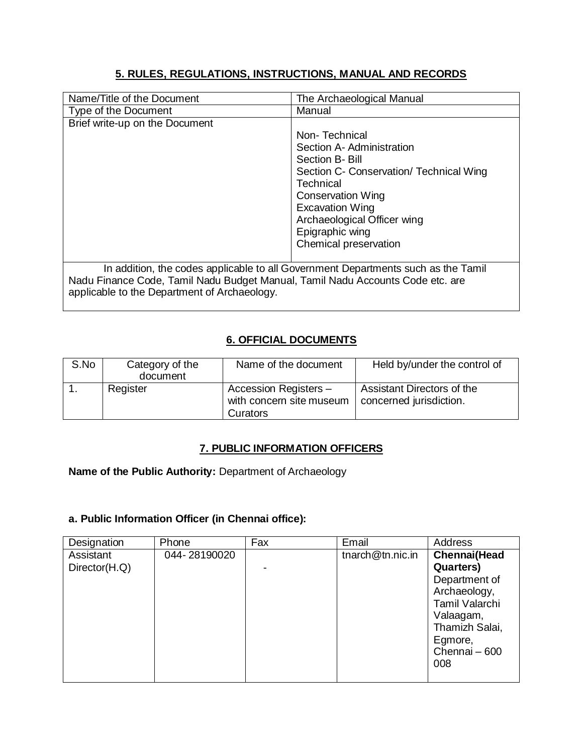## 5. RULES, REGULATIONS, INSTRUCTIONS, MANUAL AND RECORDS

| Name/Title of the Document | The Archaeological Manual |
|---|---|
| Type of the Document | Manual |
| Brief write-up on the Document | Non- Technical<br>Section A- Administration<br>Section B- Bill<br>Section C- Conservation/ Technical Wing<br>Technical<br>Conservation Wing<br>Excavation Wing<br>Archaeological Officer wing<br>Epigraphic wing<br>Chemical preservation |
| In addition, the codes applicable to all Government Departments such as the Tamil Nadu Finance Code, Tamil Nadu Budget Manual, Tamil Nadu Accounts Code etc. are applicable to the Department of Archaeology. | |

## 6. OFFICIAL DOCUMENTS

| S.No | Category of the document | Name of the document | Held by/under the control of |
|---|---|---|---|
| 1. | Register | Accession Registers – with concern site museum Curators | Assistant Directors of the concerned jurisdiction. |

## 7. PUBLIC INFORMATION OFFICERS

**Name of the Public Authority:** Department of Archaeology

### a. Public Information Officer (in Chennai office):

| Designation | Phone | Fax | Email | Address |
|---|---|---|---|---|
| Assistant Director(H.Q) | 044- 28190020 | - | tnarch@tn.nic.in | **Chennai(Head Quarters)** Department of Archaeology, Tamil Valarchi Valaagam, Thamizh Salai, Egmore, Chennai – 600 008 |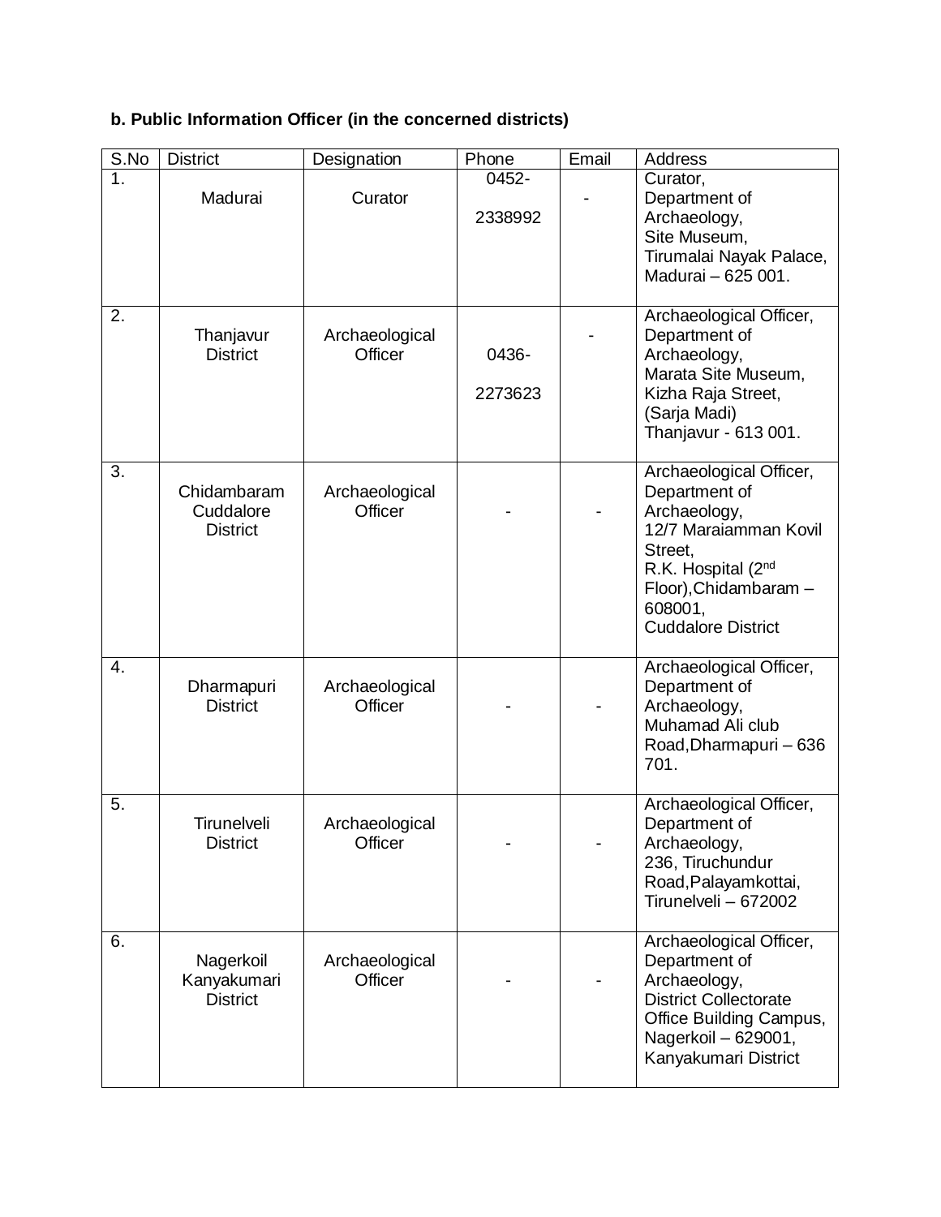**b. Public Information Officer (in the concerned districts)**

| S.No | District | Designation | Phone | Email | Address |
|---|---|---|---|---|---|
| 1. | Madurai | Curator | 0452-2338992 | - | Curator, Department of Archaeology, Site Museum, Tirumalai Nayak Palace, Madurai – 625 001. |
| 2. | Thanjavur District | Archaeological Officer | 0436-2273623 | - | Archaeological Officer, Department of Archaeology, Marata Site Museum, Kizha Raja Street, (Sarja Madi) Thanjavur - 613 001. |
| 3. | Chidambaram Cuddalore District | Archaeological Officer | - | - | Archaeological Officer, Department of Archaeology, 12/7 Maraiamman Kovil Street, R.K. Hospital (2nd Floor),Chidambaram – 608001, Cuddalore District |
| 4. | Dharmapuri District | Archaeological Officer | - | - | Archaeological Officer, Department of Archaeology, Muhamad Ali club Road,Dharmapuri – 636 701. |
| 5. | Tirunelveli District | Archaeological Officer | - | - | Archaeological Officer, Department of Archaeology, 236, Tiruchundur Road,Palayamkottai, Tirunelveli – 672002 |
| 6. | Nagerkoil Kanyakumari District | Archaeological Officer | - | - | Archaeological Officer, Department of Archaeology, District Collectorate Office Building Campus, Nagerkoil – 629001, Kanyakumari District |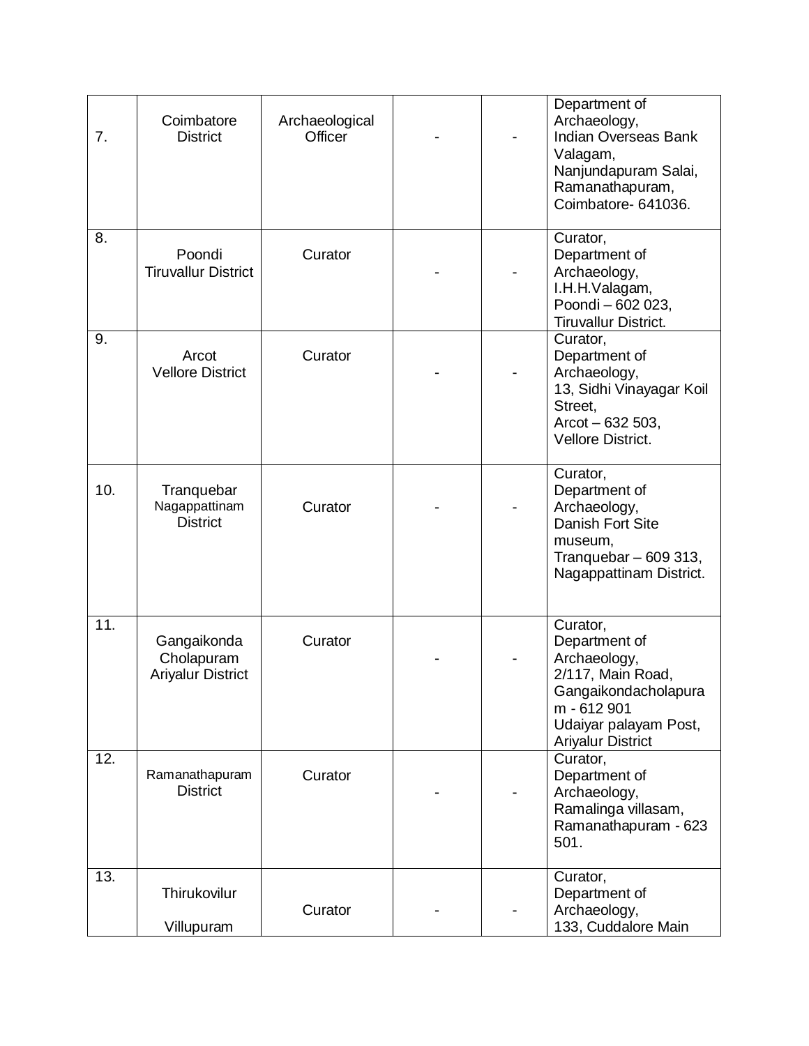| 7. | Coimbatore District | Archaeological Officer | - | - | Department of Archaeology, Indian Overseas Bank Valagam, Nanjundapuram Salai, Ramanathapuram, Coimbatore- 641036. |
|---|---|---|---|---|---|
| 8. | Poondi Tiruvallur District | Curator | - | - | Curator, Department of Archaeology, I.H.H.Valagam, Poondi – 602 023, Tiruvallur District. |
| 9. | Arcot Vellore District | Curator | - | - | Curator, Department of Archaeology, 13, Sidhi Vinayagar Koil Street, Arcot – 632 503, Vellore District. |
| 10. | Tranquebar Nagappattinam District | Curator | - | - | Curator, Department of Archaeology, Danish Fort Site museum, Tranquebar – 609 313, Nagappattinam District. |
| 11. | Gangaikonda Cholapuram Ariyalur District | Curator | - | - | Curator, Department of Archaeology, 2/117, Main Road, Gangaikondacholapuram - 612 901 Udaiyar palayam Post, Ariyalur District |
| 12. | Ramanathapuram District | Curator | - | - | Curator, Department of Archaeology, Ramalinga villasam, Ramanathapuram - 623 501. |
| 13. | Thirukovilur Villupuram | Curator | - | - | Curator, Department of Archaeology, 133, Cuddalore Main |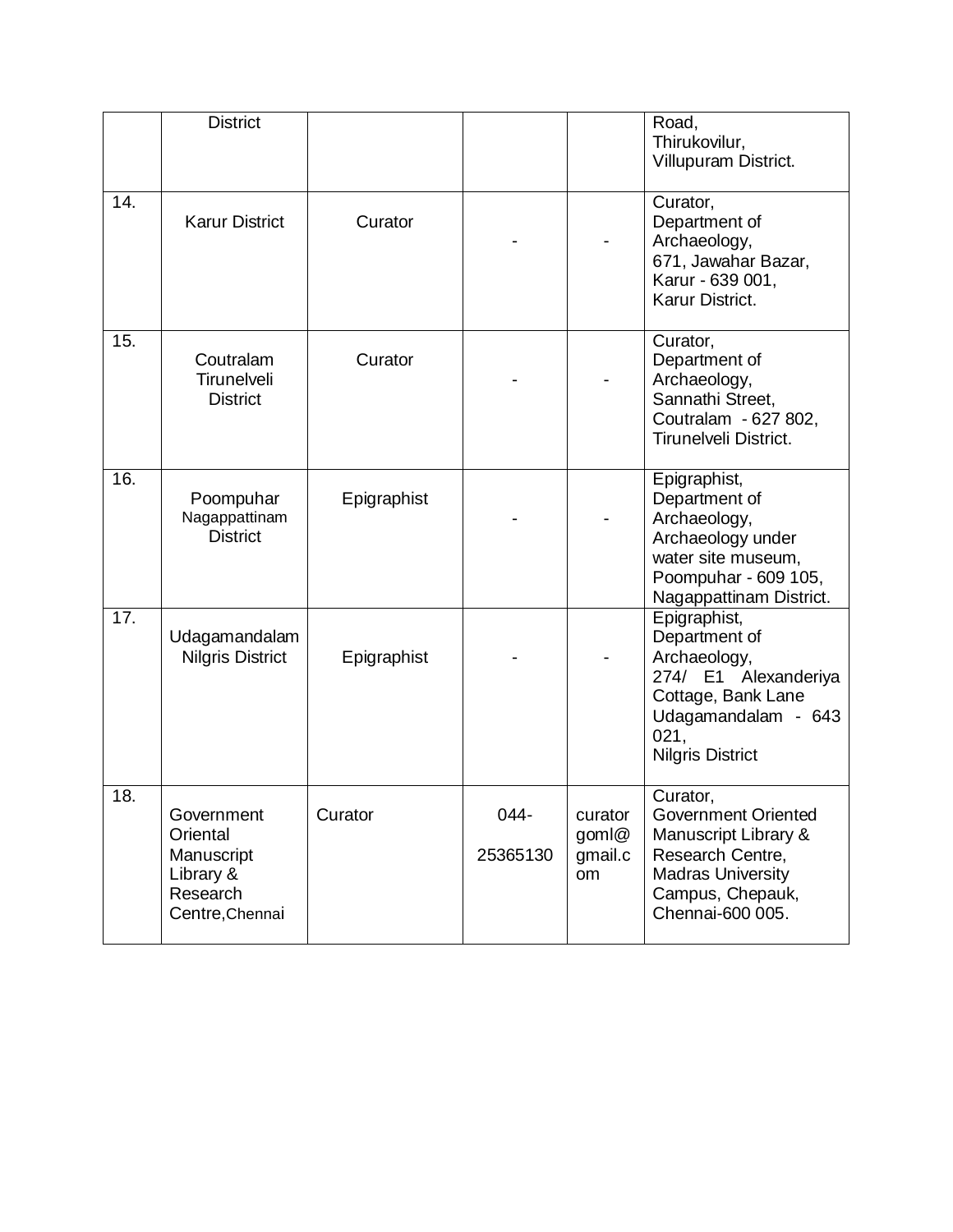| | | | | | |
|---|---|---|---|---|---|
| | District | | | | Road, Thirukovilur, Villupuram District. |
| 14. | Karur District | Curator | - | - | Curator, Department of Archaeology, 671, Jawahar Bazar, Karur - 639 001, Karur District. |
| 15. | Coutralam Tirunelveli District | Curator | - | - | Curator, Department of Archaeology, Sannathi Street, Coutralam - 627 802, Tirunelveli District. |
| 16. | Poompuhar Nagappattinam District | Epigraphist | - | - | Epigraphist, Department of Archaeology, Archaeology under water site museum, Poompuhar - 609 105, Nagappattinam District. |
| 17. | Udagamandalam Nilgris District | Epigraphist | - | - | Epigraphist, Department of Archaeology, 274/ E1 Alexanderiya Cottage, Bank Lane Udagamandalam - 643 021, Nilgris District |
| 18. | Government Oriental Manuscript Library & Research Centre, Chennai | Curator | 044-25365130 | curatorgoml@gmail.com | Curator, Government Oriented Manuscript Library & Research Centre, Madras University Campus, Chepauk, Chennai-600 005. |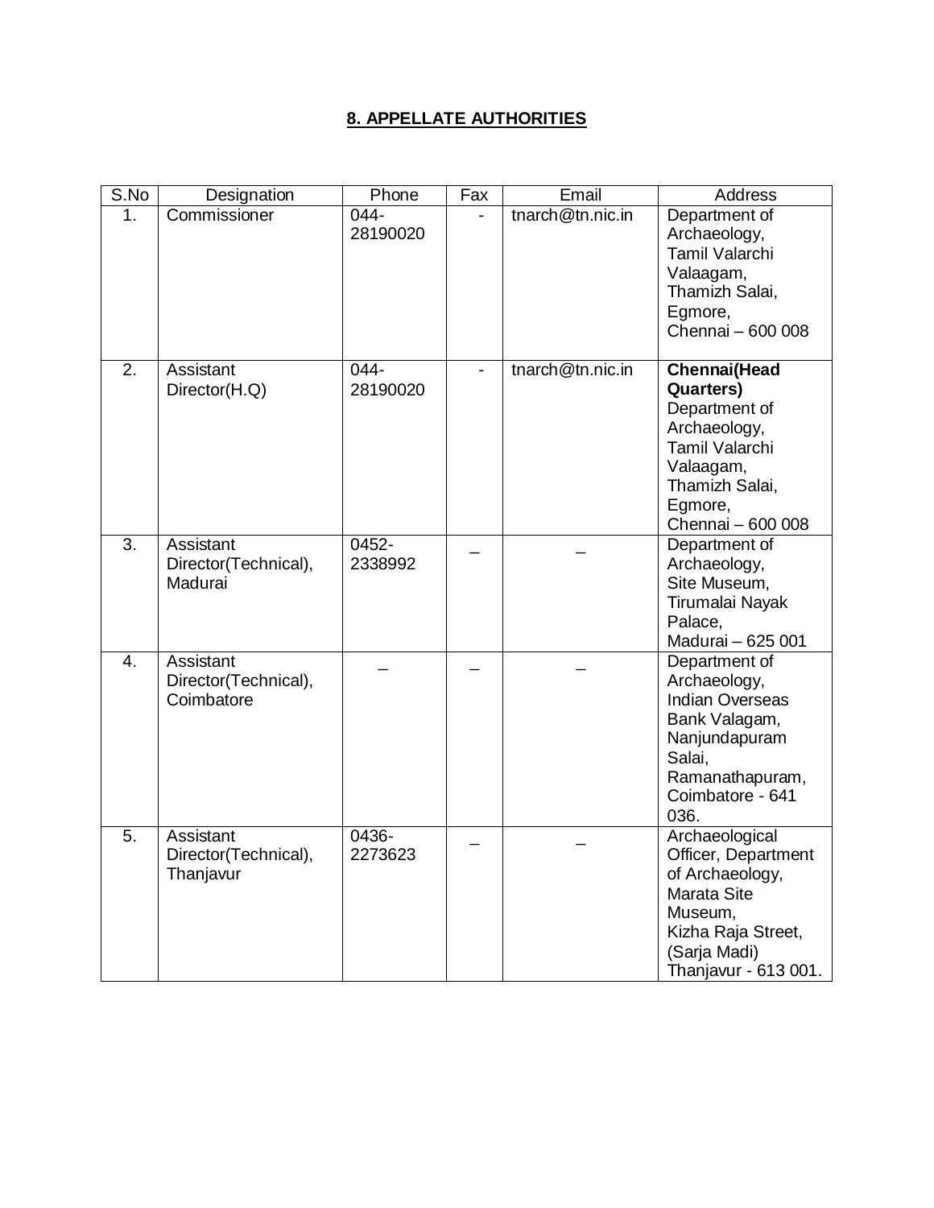## 8. APPELLATE AUTHORITIES

| S.No | Designation | Phone | Fax | Email | Address |
|---|---|---|---|---|---|
| 1. | Commissioner | 044-28190020 | - | tnarch@tn.nic.in | Department of Archaeology, Tamil Valarchi Valaagam, Thamizh Salai, Egmore, Chennai – 600 008 |
| 2. | Assistant Director(H.Q) | 044-28190020 | - | tnarch@tn.nic.in | **Chennai(Head Quarters)** Department of Archaeology, Tamil Valarchi Valaagam, Thamizh Salai, Egmore, Chennai – 600 008 |
| 3. | Assistant Director(Technical), Madurai | 0452-2338992 | _ | _ | Department of Archaeology, Site Museum, Tirumalai Nayak Palace, Madurai – 625 001 |
| 4. | Assistant Director(Technical), Coimbatore | _ | _ | _ | Department of Archaeology, Indian Overseas Bank Valagam, Nanjundapuram Salai, Ramanathapuram, Coimbatore - 641 036. |
| 5. | Assistant Director(Technical), Thanjavur | 0436-2273623 | _ | _ | Archaeological Officer, Department of Archaeology, Marata Site Museum, Kizha Raja Street, (Sarja Madi) Thanjavur - 613 001. |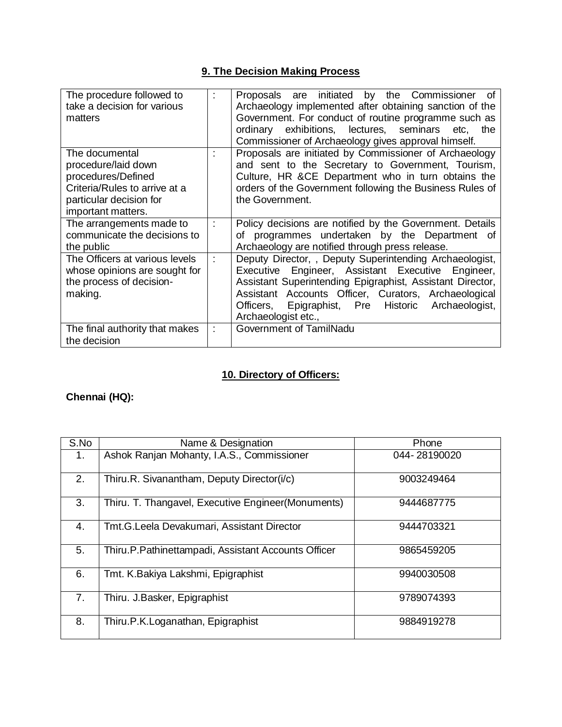## 9. The Decision Making Process

| | | |
|---|---|---|
| The procedure followed to take a decision for various matters | : | Proposals are initiated by the Commissioner of Archaeology implemented after obtaining sanction of the Government. For conduct of routine programme such as ordinary exhibitions, lectures, seminars etc, the Commissioner of Archaeology gives approval himself. |
| The documental procedure/laid down procedures/Defined Criteria/Rules to arrive at a particular decision for important matters. | : | Proposals are initiated by Commissioner of Archaeology and sent to the Secretary to Government, Tourism, Culture, HR &CE Department who in turn obtains the orders of the Government following the Business Rules of the Government. |
| The arrangements made to communicate the decisions to the public | : | Policy decisions are notified by the Government. Details of programmes undertaken by the Department of Archaeology are notified through press release. |
| The Officers at various levels whose opinions are sought for the process of decision-making. | : | Deputy Director, , Deputy Superintending Archaeologist, Executive Engineer, Assistant Executive Engineer, Assistant Superintending Epigraphist, Assistant Director, Assistant Accounts Officer, Curators, Archaeological Officers, Epigraphist, Pre Historic Archaeologist, Archaeologist etc., |
| The final authority that makes the decision | : | Government of TamilNadu |

## 10. Directory of Officers:

**Chennai (HQ):**

| S.No | Name & Designation | Phone |
|---|---|---|
| 1. | Ashok Ranjan Mohanty, I.A.S., Commissioner | 044- 28190020 |
| 2. | Thiru.R. Sivanantham, Deputy Director(i/c) | 9003249464 |
| 3. | Thiru. T. Thangavel, Executive Engineer(Monuments) | 9444687775 |
| 4. | Tmt.G.Leela Devakumari, Assistant Director | 9444703321 |
| 5. | Thiru.P.Pathinettampadi, Assistant Accounts Officer | 9865459205 |
| 6. | Tmt. K.Bakiya Lakshmi, Epigraphist | 9940030508 |
| 7. | Thiru. J.Basker, Epigraphist | 9789074393 |
| 8. | Thiru.P.K.Loganathan, Epigraphist | 9884919278 |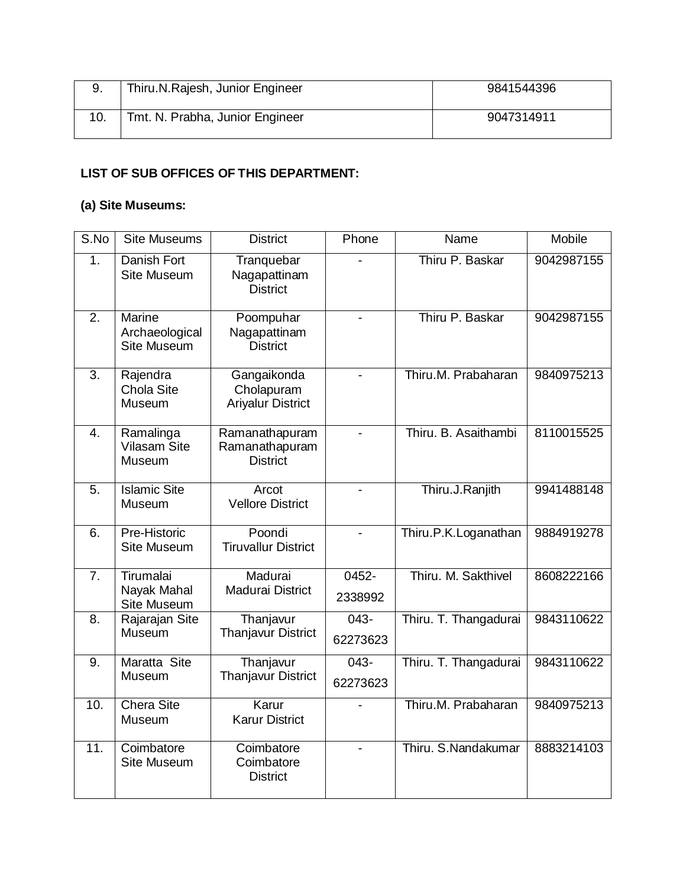| 9. | Thiru.N.Rajesh, Junior Engineer | 9841544396 |
|---|---|---|
| 10. | Tmt. N. Prabha, Junior Engineer | 9047314911 |

**LIST OF SUB OFFICES OF THIS DEPARTMENT:**

**(a) Site Museums:**

| S.No | Site Museums | District | Phone | Name | Mobile |
|---|---|---|---|---|---|
| 1. | Danish Fort Site Museum | Tranquebar Nagapattinam District | - | Thiru P. Baskar | 9042987155 |
| 2. | Marine Archaeological Site Museum | Poompuhar Nagapattinam District | - | Thiru P. Baskar | 9042987155 |
| 3. | Rajendra Chola Site Museum | Gangaikonda Cholapuram Ariyalur District | - | Thiru.M. Prabaharan | 9840975213 |
| 4. | Ramalinga Vilasam Site Museum | Ramanathapuram Ramanathapuram District | - | Thiru. B. Asaithambi | 8110015525 |
| 5. | Islamic Site Museum | Arcot Vellore District | - | Thiru.J.Ranjith | 9941488148 |
| 6. | Pre-Historic Site Museum | Poondi Tiruvallur District | - | Thiru.P.K.Loganathan | 9884919278 |
| 7. | Tirumalai Nayak Mahal Site Museum | Madurai Madurai District | 0452-2338992 | Thiru. M. Sakthivel | 8608222166 |
| 8. | Rajarajan Site Museum | Thanjavur Thanjavur District | 043-62273623 | Thiru. T. Thangadurai | 9843110622 |
| 9. | Maratta Site Museum | Thanjavur Thanjavur District | 043-62273623 | Thiru. T. Thangadurai | 9843110622 |
| 10. | Chera Site Museum | Karur Karur District | - | Thiru.M. Prabaharan | 9840975213 |
| 11. | Coimbatore Site Museum | Coimbatore Coimbatore District | - | Thiru. S.Nandakumar | 8883214103 |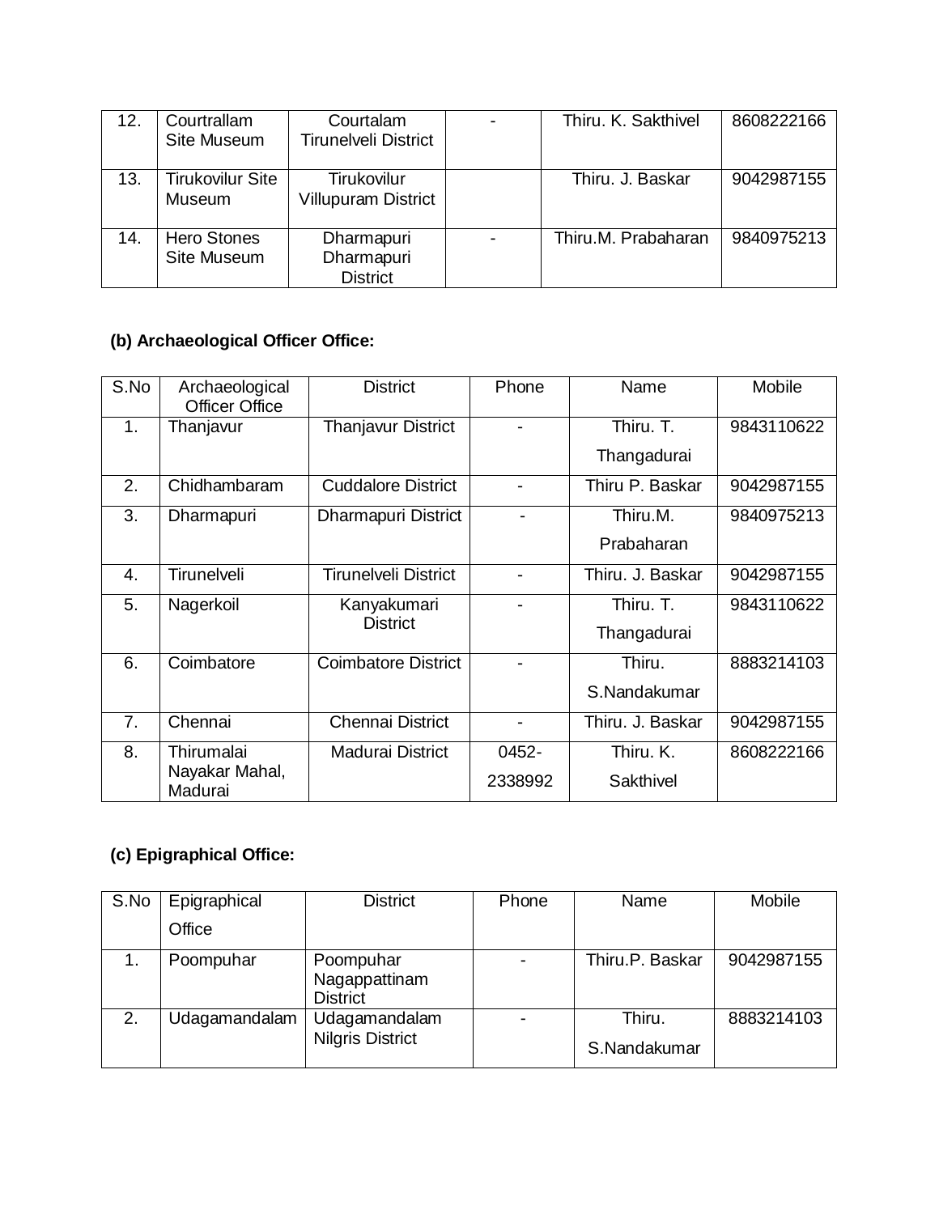| 12. | Courtrallam Site Museum | Courtalam Tirunelveli District | - | Thiru. K. Sakthivel | 8608222166 |
|---|---|---|---|---|---|
| 13. | Tirukovilur Site Museum | Tirukovilur Villupuram District | | Thiru. J. Baskar | 9042987155 |
| 14. | Hero Stones Site Museum | Dharmapuri Dharmapuri District | - | Thiru.M. Prabaharan | 9840975213 |

**(b) Archaeological Officer Office:**

| S.No | Archaeological Officer Office | District | Phone | Name | Mobile |
|---|---|---|---|---|---|
| 1. | Thanjavur | Thanjavur District | - | Thiru. T. Thangadurai | 9843110622 |
| 2. | Chidhambaram | Cuddalore District | - | Thiru P. Baskar | 9042987155 |
| 3. | Dharmapuri | Dharmapuri District | - | Thiru.M. Prabaharan | 9840975213 |
| 4. | Tirunelveli | Tirunelveli District | - | Thiru. J. Baskar | 9042987155 |
| 5. | Nagerkoil | Kanyakumari District | - | Thiru. T. Thangadurai | 9843110622 |
| 6. | Coimbatore | Coimbatore District | - | Thiru. S.Nandakumar | 8883214103 |
| 7. | Chennai | Chennai District | - | Thiru. J. Baskar | 9042987155 |
| 8. | Thirumalai Nayakar Mahal, Madurai | Madurai District | 0452-2338992 | Thiru. K. Sakthivel | 8608222166 |

**(c) Epigraphical Office:**

| S.No | Epigraphical Office | District | Phone | Name | Mobile |
|---|---|---|---|---|---|
| 1. | Poompuhar | Poompuhar Nagappattinam District | - | Thiru.P. Baskar | 9042987155 |
| 2. | Udagamandalam | Udagamandalam Nilgris District | - | Thiru. S.Nandakumar | 8883214103 |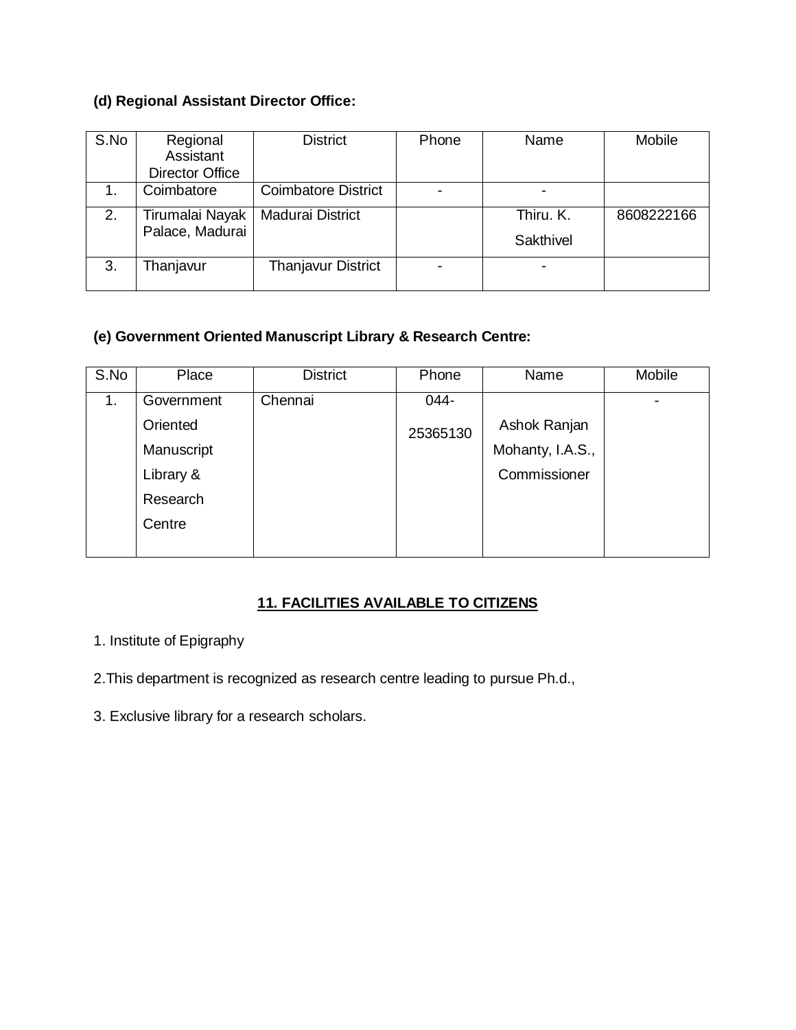**(d) Regional Assistant Director Office:**

| S.No | Regional Assistant Director Office | District | Phone | Name | Mobile |
|---|---|---|---|---|---|
| 1. | Coimbatore | Coimbatore District | - | - | |
| 2. | Tirumalai Nayak Palace, Madurai | Madurai District | | Thiru. K. Sakthivel | 8608222166 |
| 3. | Thanjavur | Thanjavur District | - | - | |

**(e) Government Oriented Manuscript Library & Research Centre:**

| S.No | Place | District | Phone | Name | Mobile |
|---|---|---|---|---|---|
| 1. | Government Oriented Manuscript Library & Research Centre | Chennai | 044-25365130 | Ashok Ranjan Mohanty, I.A.S., Commissioner | - |

## 11. FACILITIES AVAILABLE TO CITIZENS

1. Institute of Epigraphy

2.This department is recognized as research centre leading to pursue Ph.d.,

3. Exclusive library for a research scholars.